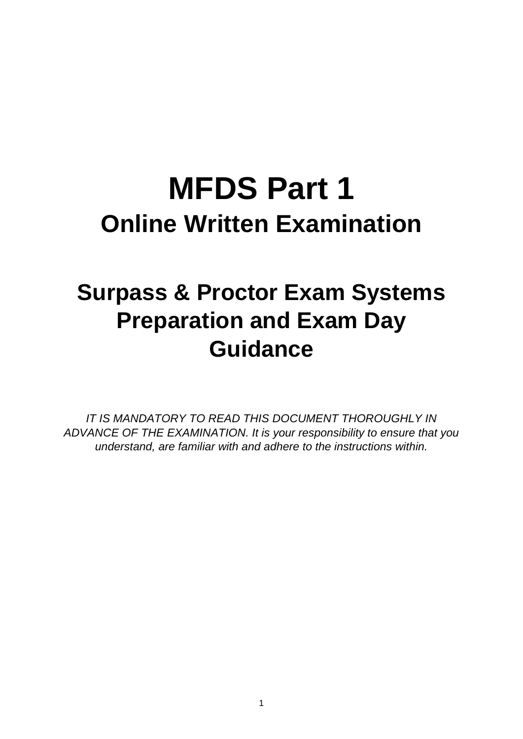# MFDS Part 1

## Online Written Examination

## Surpass & Proctor Exam Systems Preparation and Exam Day Guidance

*IT IS MANDATORY TO READ THIS DOCUMENT THOROUGHLY IN ADVANCE OF THE EXAMINATION. It is your responsibility to ensure that you understand, are familiar with and adhere to the instructions within.*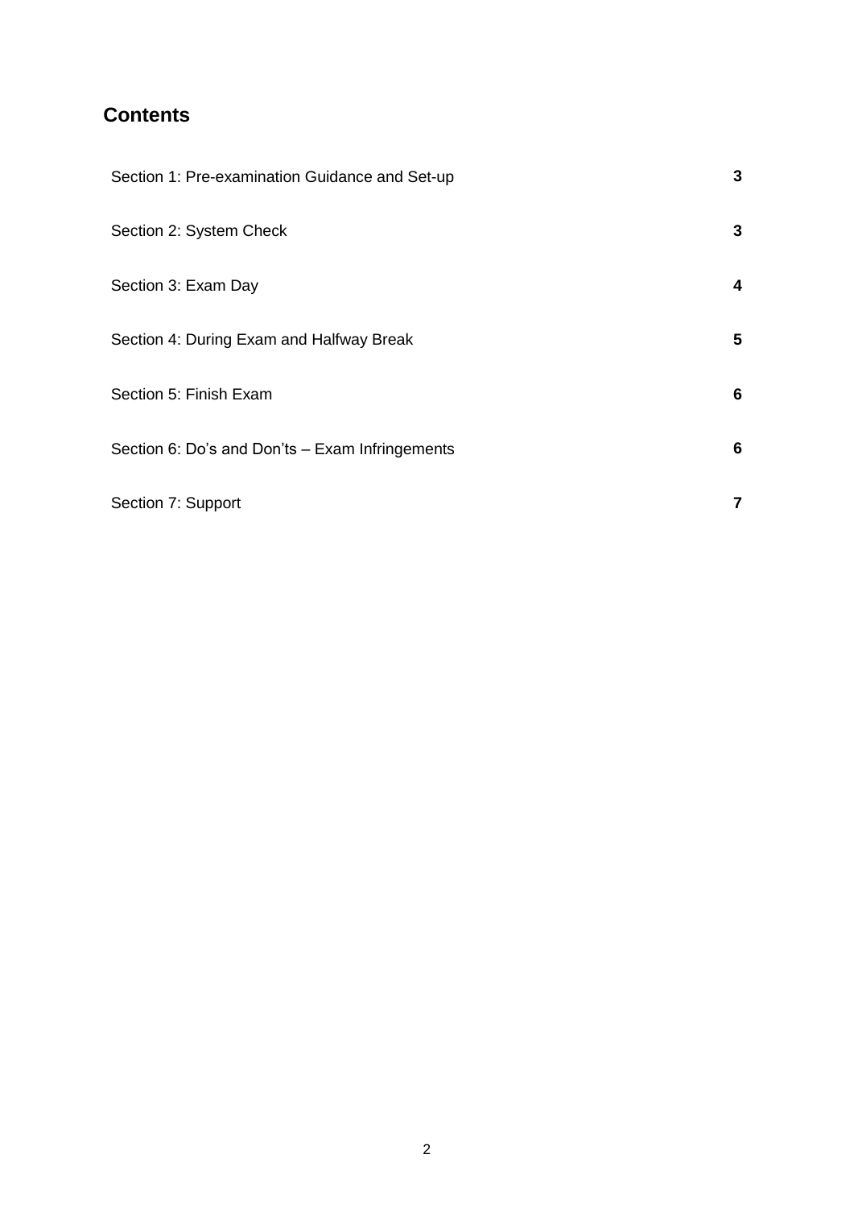## Contents

| | |
|---|---|
| Section 1: Pre-examination Guidance and Set-up | **3** |
| Section 2: System Check | **3** |
| Section 3: Exam Day | **4** |
| Section 4: During Exam and Halfway Break | **5** |
| Section 5: Finish Exam | **6** |
| Section 6: Do's and Don'ts – Exam Infringements | **6** |
| Section 7: Support | **7** |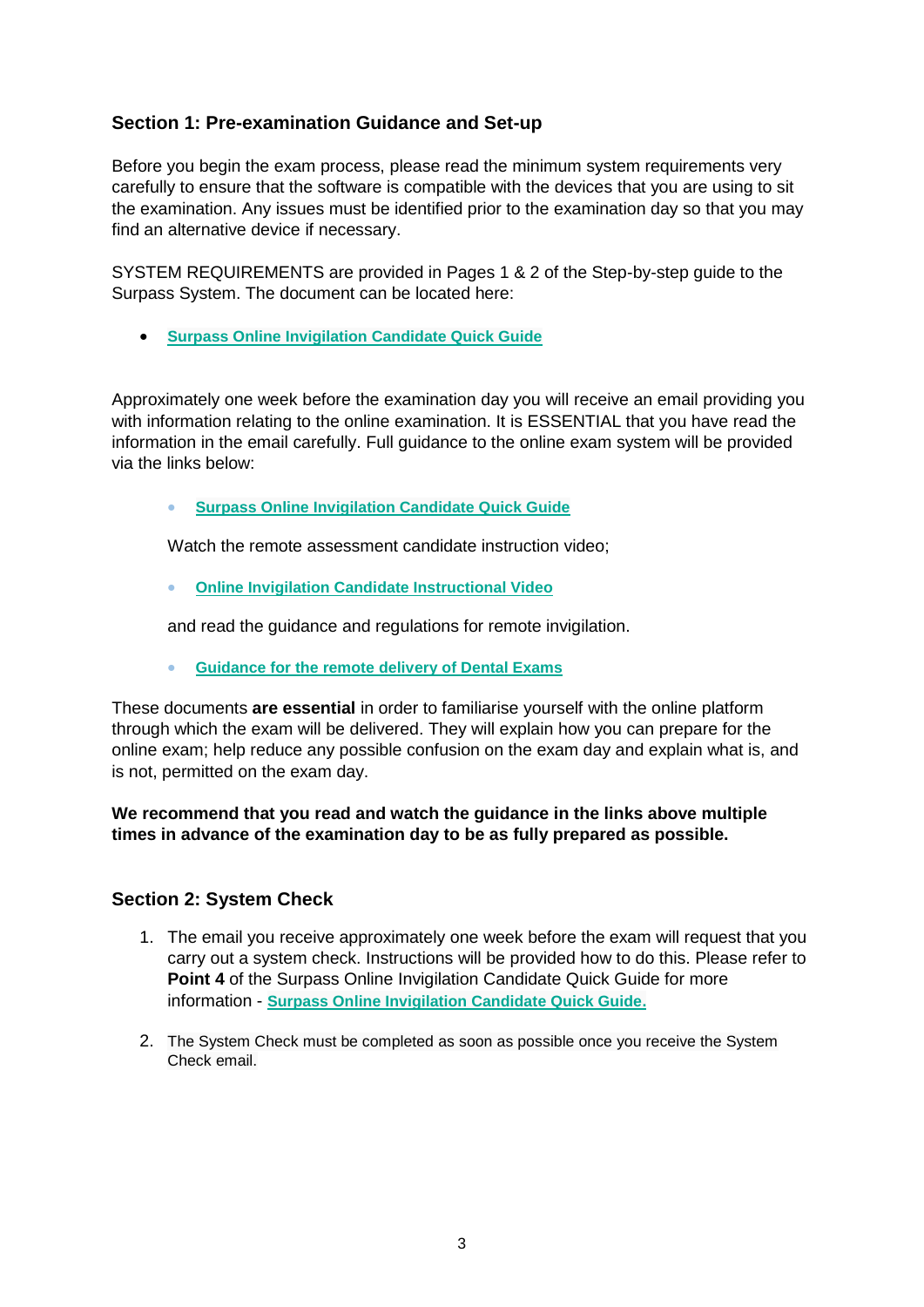## Section 1: Pre-examination Guidance and Set-up

Before you begin the exam process, please read the minimum system requirements very carefully to ensure that the software is compatible with the devices that you are using to sit the examination. Any issues must be identified prior to the examination day so that you may find an alternative device if necessary.

SYSTEM REQUIREMENTS are provided in Pages 1 & 2 of the Step-by-step guide to the Surpass System. The document can be located here:

- **Surpass Online Invigilation Candidate Quick Guide**

Approximately one week before the examination day you will receive an email providing you with information relating to the online examination. It is ESSENTIAL that you have read the information in the email carefully. Full guidance to the online exam system will be provided via the links below:

- **Surpass Online Invigilation Candidate Quick Guide**

  Watch the remote assessment candidate instruction video;

- **Online Invigilation Candidate Instructional Video**

  and read the guidance and regulations for remote invigilation.

- **Guidance for the remote delivery of Dental Exams**

These documents **are essential** in order to familiarise yourself with the online platform through which the exam will be delivered. They will explain how you can prepare for the online exam; help reduce any possible confusion on the exam day and explain what is, and is not, permitted on the exam day.

**We recommend that you read and watch the guidance in the links above multiple times in advance of the examination day to be as fully prepared as possible.**

## Section 2: System Check

1. The email you receive approximately one week before the exam will request that you carry out a system check. Instructions will be provided how to do this. Please refer to **Point 4** of the Surpass Online Invigilation Candidate Quick Guide for more information - **Surpass Online Invigilation Candidate Quick Guide.**
2. The System Check must be completed as soon as possible once you receive the System Check email.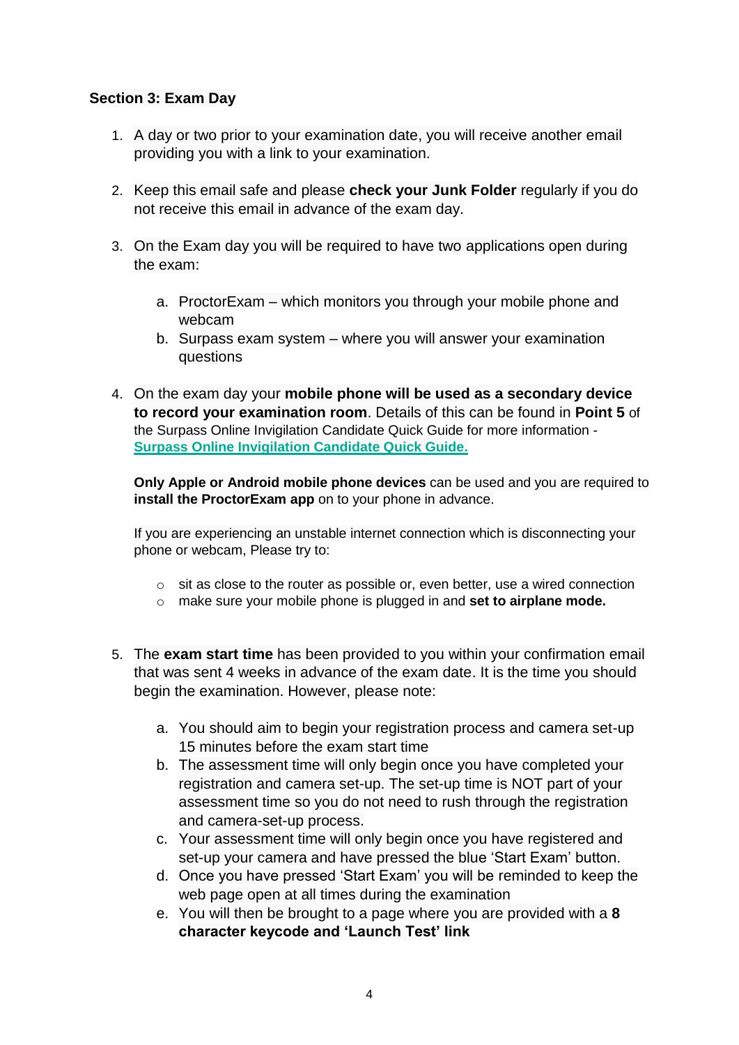**Section 3: Exam Day**

1. A day or two prior to your examination date, you will receive another email providing you with a link to your examination.

2. Keep this email safe and please **check your Junk Folder** regularly if you do not receive this email in advance of the exam day.

3. On the Exam day you will be required to have two applications open during the exam:

    a. ProctorExam – which monitors you through your mobile phone and webcam
    b. Surpass exam system – where you will answer your examination questions

4. On the exam day your **mobile phone will be used as a secondary device to record your examination room**. Details of this can be found in **Point 5** of the Surpass Online Invigilation Candidate Quick Guide for more information - **Surpass Online Invigilation Candidate Quick Guide.**

    **Only Apple or Android mobile phone devices** can be used and you are required to **install the ProctorExam app** on to your phone in advance.

    If you are experiencing an unstable internet connection which is disconnecting your phone or webcam, Please try to:

    - sit as close to the router as possible or, even better, use a wired connection
    - make sure your mobile phone is plugged in and **set to airplane mode.**

5. The **exam start time** has been provided to you within your confirmation email that was sent 4 weeks in advance of the exam date. It is the time you should begin the examination. However, please note:

    a. You should aim to begin your registration process and camera set-up 15 minutes before the exam start time
    b. The assessment time will only begin once you have completed your registration and camera set-up. The set-up time is NOT part of your assessment time so you do not need to rush through the registration and camera-set-up process.
    c. Your assessment time will only begin once you have registered and set-up your camera and have pressed the blue 'Start Exam' button.
    d. Once you have pressed 'Start Exam' you will be reminded to keep the web page open at all times during the examination
    e. You will then be brought to a page where you are provided with a **8 character keycode and 'Launch Test' link**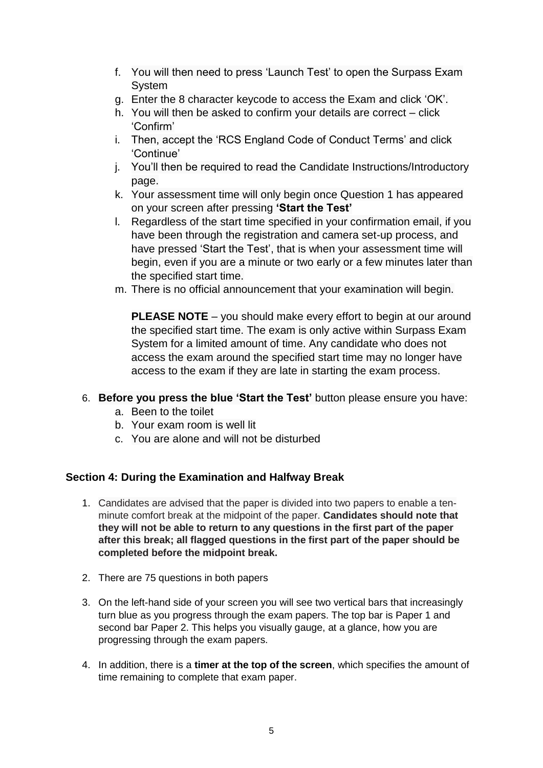f. You will then need to press 'Launch Test' to open the Surpass Exam System
g. Enter the 8 character keycode to access the Exam and click 'OK'.
h. You will then be asked to confirm your details are correct – click 'Confirm'
i. Then, accept the 'RCS England Code of Conduct Terms' and click 'Continue'
j. You'll then be required to read the Candidate Instructions/Introductory page.
k. Your assessment time will only begin once Question 1 has appeared on your screen after pressing **'Start the Test'**
l. Regardless of the start time specified in your confirmation email, if you have been through the registration and camera set-up process, and have pressed 'Start the Test', that is when your assessment time will begin, even if you are a minute or two early or a few minutes later than the specified start time.
m. There is no official announcement that your examination will begin.

   **PLEASE NOTE** – you should make every effort to begin at our around the specified start time. The exam is only active within Surpass Exam System for a limited amount of time. Any candidate who does not access the exam around the specified start time may no longer have access to the exam if they are late in starting the exam process.

6. **Before you press the blue 'Start the Test'** button please ensure you have:
   a. Been to the toilet
   b. Your exam room is well lit
   c. You are alone and will not be disturbed

### Section 4: During the Examination and Halfway Break

1. Candidates are advised that the paper is divided into two papers to enable a ten-minute comfort break at the midpoint of the paper. **Candidates should note that they will not be able to return to any questions in the first part of the paper after this break; all flagged questions in the first part of the paper should be completed before the midpoint break.**

2. There are 75 questions in both papers

3. On the left-hand side of your screen you will see two vertical bars that increasingly turn blue as you progress through the exam papers. The top bar is Paper 1 and second bar Paper 2. This helps you visually gauge, at a glance, how you are progressing through the exam papers.

4. In addition, there is a **timer at the top of the screen**, which specifies the amount of time remaining to complete that exam paper.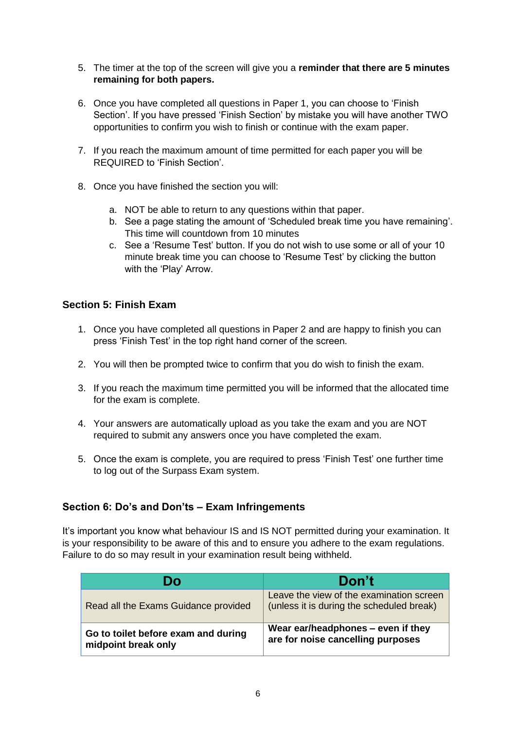5. The timer at the top of the screen will give you a **reminder that there are 5 minutes remaining for both papers.**

6. Once you have completed all questions in Paper 1, you can choose to 'Finish Section'. If you have pressed 'Finish Section' by mistake you will have another TWO opportunities to confirm you wish to finish or continue with the exam paper.

7. If you reach the maximum amount of time permitted for each paper you will be REQUIRED to 'Finish Section'.

8. Once you have finished the section you will:

    a. NOT be able to return to any questions within that paper.
    b. See a page stating the amount of 'Scheduled break time you have remaining'. This time will countdown from 10 minutes
    c. See a 'Resume Test' button. If you do not wish to use some or all of your 10 minute break time you can choose to 'Resume Test' by clicking the button with the 'Play' Arrow.

### Section 5: Finish Exam

1. Once you have completed all questions in Paper 2 and are happy to finish you can press 'Finish Test' in the top right hand corner of the screen.

2. You will then be prompted twice to confirm that you do wish to finish the exam.

3. If you reach the maximum time permitted you will be informed that the allocated time for the exam is complete.

4. Your answers are automatically upload as you take the exam and you are NOT required to submit any answers once you have completed the exam.

5. Once the exam is complete, you are required to press 'Finish Test' one further time to log out of the Surpass Exam system.

### Section 6: Do's and Don'ts – Exam Infringements

It's important you know what behaviour IS and IS NOT permitted during your examination. It is your responsibility to be aware of this and to ensure you adhere to the exam regulations. Failure to do so may result in your examination result being withheld.

| Do | Don't |
|---|---|
| Read all the Exams Guidance provided | Leave the view of the examination screen (unless it is during the scheduled break) |
| **Go to toilet before exam and during midpoint break only** | **Wear ear/headphones – even if they are for noise cancelling purposes** |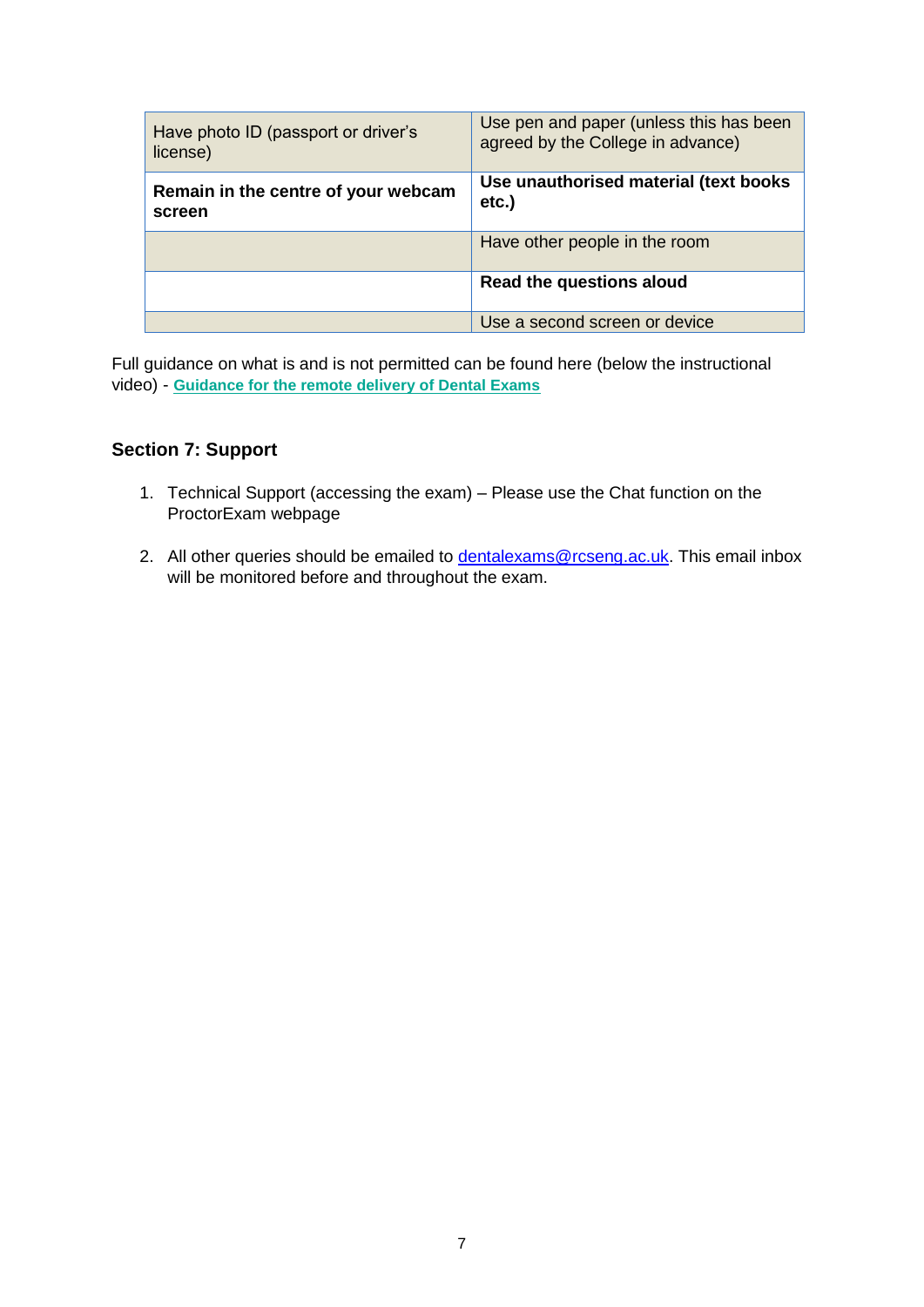| | |
|---|---|
| Have photo ID (passport or driver's license) | Use pen and paper (unless this has been agreed by the College in advance) |
| **Remain in the centre of your webcam screen** | **Use unauthorised material (text books etc.)** |
| | Have other people in the room |
| | **Read the questions aloud** |
| | Use a second screen or device |

Full guidance on what is and is not permitted can be found here (below the instructional video) - **Guidance for the remote delivery of Dental Exams**

## Section 7: Support

1. Technical Support (accessing the exam) – Please use the Chat function on the ProctorExam webpage
2. All other queries should be emailed to dentalexams@rcseng.ac.uk. This email inbox will be monitored before and throughout the exam.